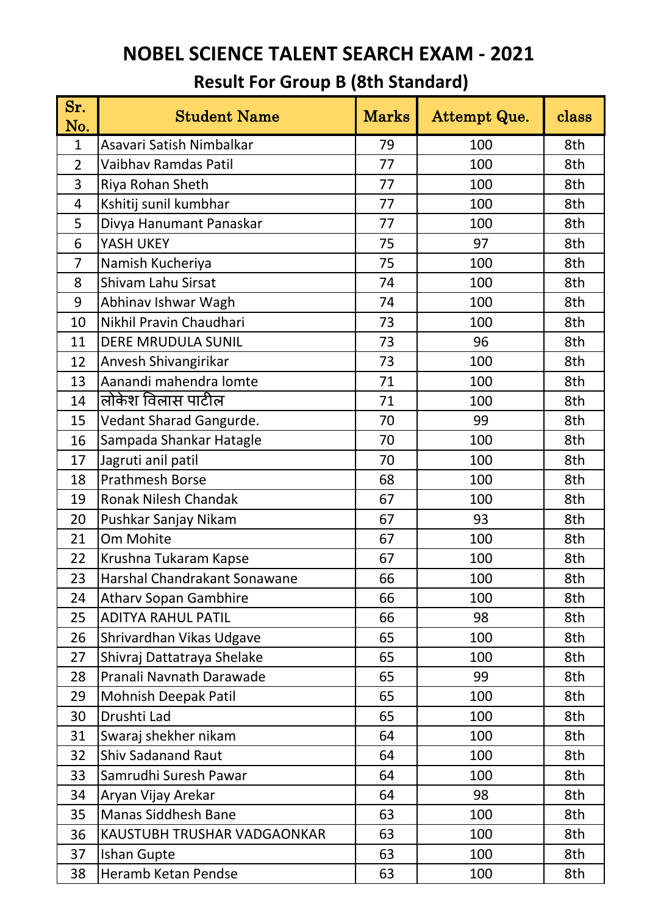# NOBEL SCIENCE TALENT SEARCH EXAM - 2021

## Result For Group B (8th Standard)

| Sr. No. | Student Name | Marks | Attempt Que. | class |
|---|---|---|---|---|
| 1 | Asavari Satish Nimbalkar | 79 | 100 | 8th |
| 2 | Vaibhav Ramdas Patil | 77 | 100 | 8th |
| 3 | Riya Rohan Sheth | 77 | 100 | 8th |
| 4 | Kshitij sunil kumbhar | 77 | 100 | 8th |
| 5 | Divya Hanumant Panaskar | 77 | 100 | 8th |
| 6 | YASH UKEY | 75 | 97 | 8th |
| 7 | Namish Kucheriya | 75 | 100 | 8th |
| 8 | Shivam Lahu Sirsat | 74 | 100 | 8th |
| 9 | Abhinav Ishwar Wagh | 74 | 100 | 8th |
| 10 | Nikhil Pravin Chaudhari | 73 | 100 | 8th |
| 11 | DERE MRUDULA SUNIL | 73 | 96 | 8th |
| 12 | Anvesh Shivangirikar | 73 | 100 | 8th |
| 13 | Aanandi mahendra lomte | 71 | 100 | 8th |
| 14 | लोकेश विलास पाटील | 71 | 100 | 8th |
| 15 | Vedant Sharad Gangurde. | 70 | 99 | 8th |
| 16 | Sampada Shankar Hatagle | 70 | 100 | 8th |
| 17 | Jagruti anil patil | 70 | 100 | 8th |
| 18 | Prathmesh Borse | 68 | 100 | 8th |
| 19 | Ronak Nilesh Chandak | 67 | 100 | 8th |
| 20 | Pushkar Sanjay Nikam | 67 | 93 | 8th |
| 21 | Om Mohite | 67 | 100 | 8th |
| 22 | Krushna Tukaram Kapse | 67 | 100 | 8th |
| 23 | Harshal Chandrakant Sonawane | 66 | 100 | 8th |
| 24 | Atharv Sopan Gambhire | 66 | 100 | 8th |
| 25 | ADITYA RAHUL PATIL | 66 | 98 | 8th |
| 26 | Shrivardhan Vikas Udgave | 65 | 100 | 8th |
| 27 | Shivraj Dattatraya Shelake | 65 | 100 | 8th |
| 28 | Pranali Navnath Darawade | 65 | 99 | 8th |
| 29 | Mohnish Deepak Patil | 65 | 100 | 8th |
| 30 | Drushti Lad | 65 | 100 | 8th |
| 31 | Swaraj shekher nikam | 64 | 100 | 8th |
| 32 | Shiv Sadanand Raut | 64 | 100 | 8th |
| 33 | Samrudhi Suresh Pawar | 64 | 100 | 8th |
| 34 | Aryan Vijay Arekar | 64 | 98 | 8th |
| 35 | Manas Siddhesh Bane | 63 | 100 | 8th |
| 36 | KAUSTUBH TRUSHAR VADGAONKAR | 63 | 100 | 8th |
| 37 | Ishan Gupte | 63 | 100 | 8th |
| 38 | Heramb Ketan Pendse | 63 | 100 | 8th |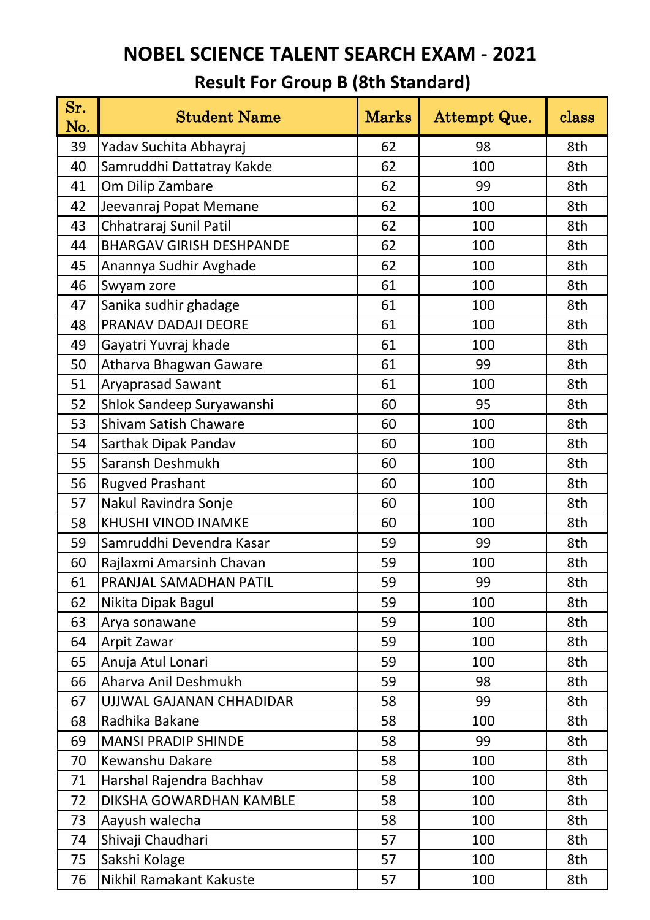# NOBEL SCIENCE TALENT SEARCH EXAM - 2021

## Result For Group B (8th Standard)

| Sr. No. | Student Name | Marks | Attempt Que. | class |
|---|---|---|---|---|
| 39 | Yadav Suchita Abhayraj | 62 | 98 | 8th |
| 40 | Samruddhi Dattatray Kakde | 62 | 100 | 8th |
| 41 | Om Dilip Zambare | 62 | 99 | 8th |
| 42 | Jeevanraj Popat Memane | 62 | 100 | 8th |
| 43 | Chhatraraj Sunil Patil | 62 | 100 | 8th |
| 44 | BHARGAV GIRISH DESHPANDE | 62 | 100 | 8th |
| 45 | Anannya Sudhir Avghade | 62 | 100 | 8th |
| 46 | Swyam zore | 61 | 100 | 8th |
| 47 | Sanika sudhir ghadage | 61 | 100 | 8th |
| 48 | PRANAV DADAJI DEORE | 61 | 100 | 8th |
| 49 | Gayatri Yuvraj khade | 61 | 100 | 8th |
| 50 | Atharva Bhagwan Gaware | 61 | 99 | 8th |
| 51 | Aryaprasad Sawant | 61 | 100 | 8th |
| 52 | Shlok Sandeep Suryawanshi | 60 | 95 | 8th |
| 53 | Shivam Satish Chaware | 60 | 100 | 8th |
| 54 | Sarthak Dipak Pandav | 60 | 100 | 8th |
| 55 | Saransh Deshmukh | 60 | 100 | 8th |
| 56 | Rugved Prashant | 60 | 100 | 8th |
| 57 | Nakul Ravindra Sonje | 60 | 100 | 8th |
| 58 | KHUSHI VINOD INAMKE | 60 | 100 | 8th |
| 59 | Samruddhi Devendra Kasar | 59 | 99 | 8th |
| 60 | Rajlaxmi Amarsinh Chavan | 59 | 100 | 8th |
| 61 | PRANJAL SAMADHAN PATIL | 59 | 99 | 8th |
| 62 | Nikita Dipak Bagul | 59 | 100 | 8th |
| 63 | Arya sonawane | 59 | 100 | 8th |
| 64 | Arpit Zawar | 59 | 100 | 8th |
| 65 | Anuja Atul Lonari | 59 | 100 | 8th |
| 66 | Aharva Anil Deshmukh | 59 | 98 | 8th |
| 67 | UJJWAL GAJANAN CHHADIDAR | 58 | 99 | 8th |
| 68 | Radhika Bakane | 58 | 100 | 8th |
| 69 | MANSI PRADIP SHINDE | 58 | 99 | 8th |
| 70 | Kewanshu Dakare | 58 | 100 | 8th |
| 71 | Harshal Rajendra Bachhav | 58 | 100 | 8th |
| 72 | DIKSHA GOWARDHAN KAMBLE | 58 | 100 | 8th |
| 73 | Aayush walecha | 58 | 100 | 8th |
| 74 | Shivaji Chaudhari | 57 | 100 | 8th |
| 75 | Sakshi Kolage | 57 | 100 | 8th |
| 76 | Nikhil Ramakant Kakuste | 57 | 100 | 8th |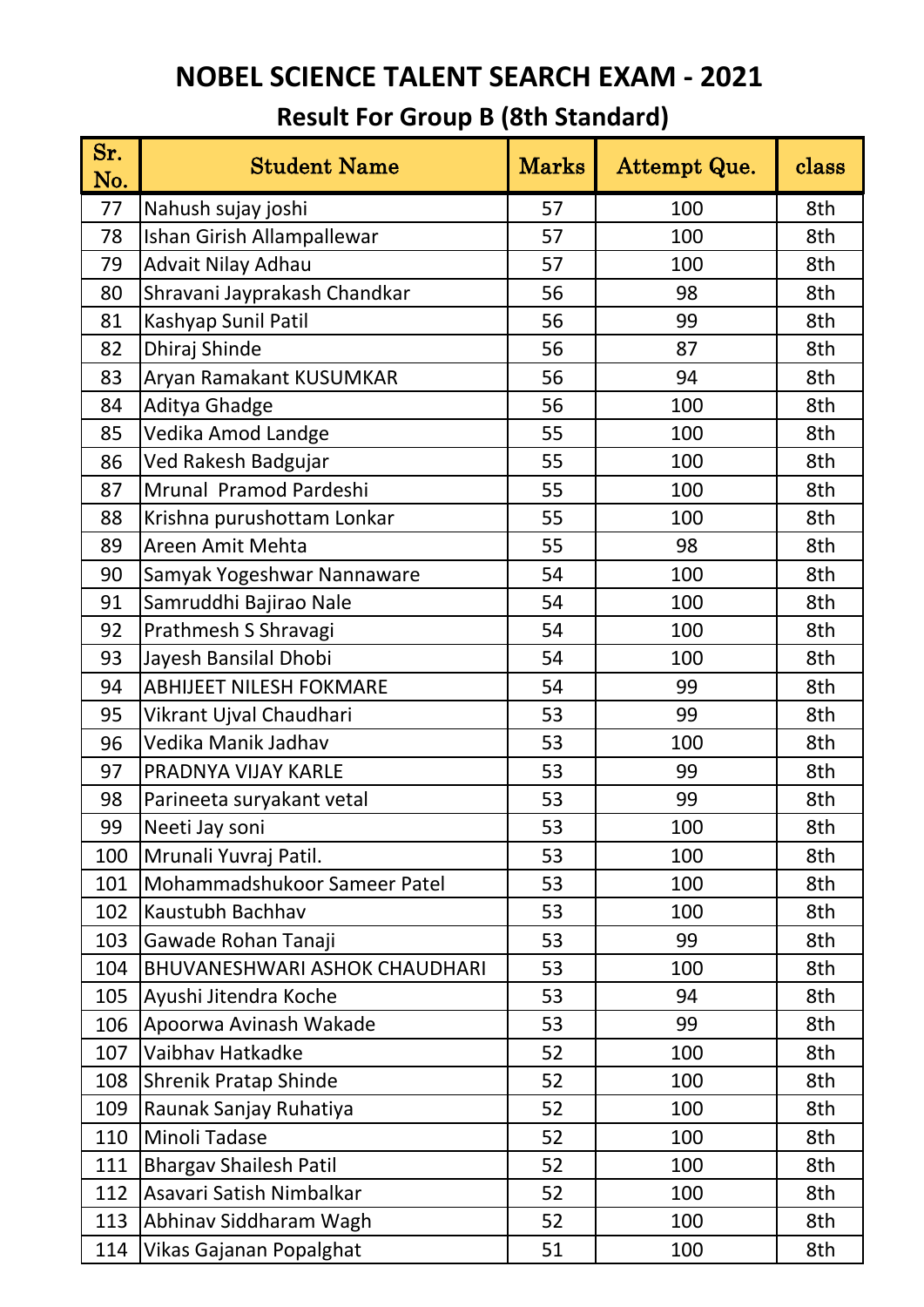# NOBEL SCIENCE TALENT SEARCH EXAM - 2021

## Result For Group B (8th Standard)

| Sr. No. | Student Name | Marks | Attempt Que. | class |
|---|---|---|---|---|
| 77 | Nahush sujay joshi | 57 | 100 | 8th |
| 78 | Ishan Girish Allampallewar | 57 | 100 | 8th |
| 79 | Advait Nilay Adhau | 57 | 100 | 8th |
| 80 | Shravani Jayprakash Chandkar | 56 | 98 | 8th |
| 81 | Kashyap Sunil Patil | 56 | 99 | 8th |
| 82 | Dhiraj Shinde | 56 | 87 | 8th |
| 83 | Aryan Ramakant KUSUMKAR | 56 | 94 | 8th |
| 84 | Aditya Ghadge | 56 | 100 | 8th |
| 85 | Vedika Amod Landge | 55 | 100 | 8th |
| 86 | Ved Rakesh Badgujar | 55 | 100 | 8th |
| 87 | Mrunal Pramod Pardeshi | 55 | 100 | 8th |
| 88 | Krishna purushottam Lonkar | 55 | 100 | 8th |
| 89 | Areen Amit Mehta | 55 | 98 | 8th |
| 90 | Samyak Yogeshwar Nannaware | 54 | 100 | 8th |
| 91 | Samruddhi Bajirao Nale | 54 | 100 | 8th |
| 92 | Prathmesh S Shravagi | 54 | 100 | 8th |
| 93 | Jayesh Bansilal Dhobi | 54 | 100 | 8th |
| 94 | ABHIJEET NILESH FOKMARE | 54 | 99 | 8th |
| 95 | Vikrant Ujval Chaudhari | 53 | 99 | 8th |
| 96 | Vedika Manik Jadhav | 53 | 100 | 8th |
| 97 | PRADNYA VIJAY KARLE | 53 | 99 | 8th |
| 98 | Parineeta suryakant vetal | 53 | 99 | 8th |
| 99 | Neeti Jay soni | 53 | 100 | 8th |
| 100 | Mrunali Yuvraj Patil. | 53 | 100 | 8th |
| 101 | Mohammadshukoor Sameer Patel | 53 | 100 | 8th |
| 102 | Kaustubh Bachhav | 53 | 100 | 8th |
| 103 | Gawade Rohan Tanaji | 53 | 99 | 8th |
| 104 | BHUVANESHWARI ASHOK CHAUDHARI | 53 | 100 | 8th |
| 105 | Ayushi Jitendra Koche | 53 | 94 | 8th |
| 106 | Apoorwa Avinash Wakade | 53 | 99 | 8th |
| 107 | Vaibhav Hatkadke | 52 | 100 | 8th |
| 108 | Shrenik Pratap Shinde | 52 | 100 | 8th |
| 109 | Raunak Sanjay Ruhatiya | 52 | 100 | 8th |
| 110 | Minoli Tadase | 52 | 100 | 8th |
| 111 | Bhargav Shailesh Patil | 52 | 100 | 8th |
| 112 | Asavari Satish Nimbalkar | 52 | 100 | 8th |
| 113 | Abhinav Siddharam Wagh | 52 | 100 | 8th |
| 114 | Vikas Gajanan Popalghat | 51 | 100 | 8th |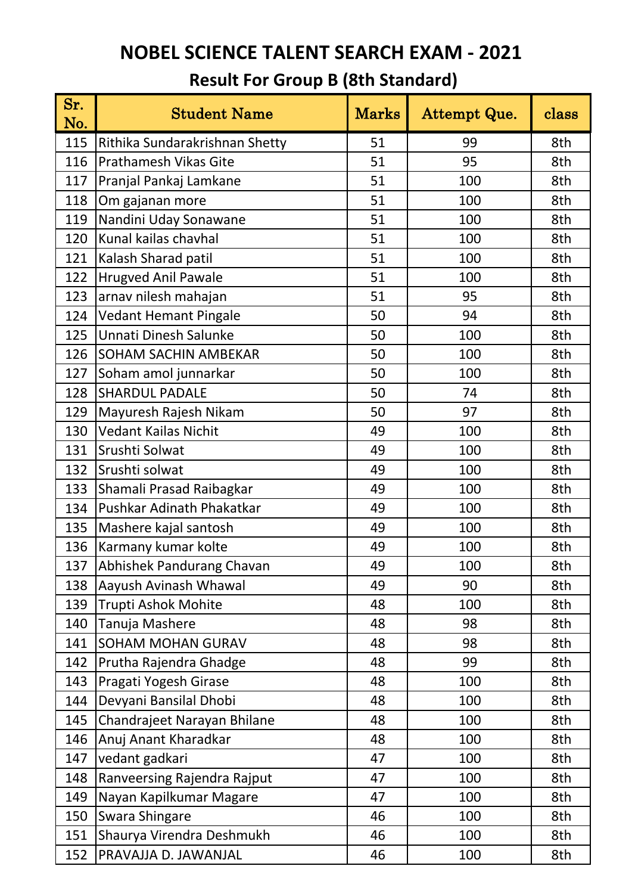# NOBEL SCIENCE TALENT SEARCH EXAM - 2021

## Result For Group B (8th Standard)

| Sr. No. | Student Name | Marks | Attempt Que. | class |
|---|---|---|---|---|
| 115 | Rithika Sundarakrishnan Shetty | 51 | 99 | 8th |
| 116 | Prathamesh Vikas Gite | 51 | 95 | 8th |
| 117 | Pranjal Pankaj Lamkane | 51 | 100 | 8th |
| 118 | Om gajanan more | 51 | 100 | 8th |
| 119 | Nandini Uday Sonawane | 51 | 100 | 8th |
| 120 | Kunal kailas chavhal | 51 | 100 | 8th |
| 121 | Kalash Sharad patil | 51 | 100 | 8th |
| 122 | Hrugved Anil Pawale | 51 | 100 | 8th |
| 123 | arnav nilesh mahajan | 51 | 95 | 8th |
| 124 | Vedant Hemant Pingale | 50 | 94 | 8th |
| 125 | Unnati Dinesh Salunke | 50 | 100 | 8th |
| 126 | SOHAM SACHIN AMBEKAR | 50 | 100 | 8th |
| 127 | Soham amol junnarkar | 50 | 100 | 8th |
| 128 | SHARDUL PADALE | 50 | 74 | 8th |
| 129 | Mayuresh Rajesh Nikam | 50 | 97 | 8th |
| 130 | Vedant Kailas Nichit | 49 | 100 | 8th |
| 131 | Srushti Solwat | 49 | 100 | 8th |
| 132 | Srushti solwat | 49 | 100 | 8th |
| 133 | Shamali Prasad Raibagkar | 49 | 100 | 8th |
| 134 | Pushkar Adinath Phakatkar | 49 | 100 | 8th |
| 135 | Mashere kajal santosh | 49 | 100 | 8th |
| 136 | Karmany kumar kolte | 49 | 100 | 8th |
| 137 | Abhishek Pandurang Chavan | 49 | 100 | 8th |
| 138 | Aayush Avinash Whawal | 49 | 90 | 8th |
| 139 | Trupti Ashok Mohite | 48 | 100 | 8th |
| 140 | Tanuja Mashere | 48 | 98 | 8th |
| 141 | SOHAM MOHAN GURAV | 48 | 98 | 8th |
| 142 | Prutha Rajendra Ghadge | 48 | 99 | 8th |
| 143 | Pragati Yogesh Girase | 48 | 100 | 8th |
| 144 | Devyani Bansilal Dhobi | 48 | 100 | 8th |
| 145 | Chandrajeet Narayan Bhilane | 48 | 100 | 8th |
| 146 | Anuj Anant Kharadkar | 48 | 100 | 8th |
| 147 | vedant gadkari | 47 | 100 | 8th |
| 148 | Ranveersing Rajendra Rajput | 47 | 100 | 8th |
| 149 | Nayan Kapilkumar Magare | 47 | 100 | 8th |
| 150 | Swara Shingare | 46 | 100 | 8th |
| 151 | Shaurya Virendra Deshmukh | 46 | 100 | 8th |
| 152 | PRAVAJJA D. JAWANJAL | 46 | 100 | 8th |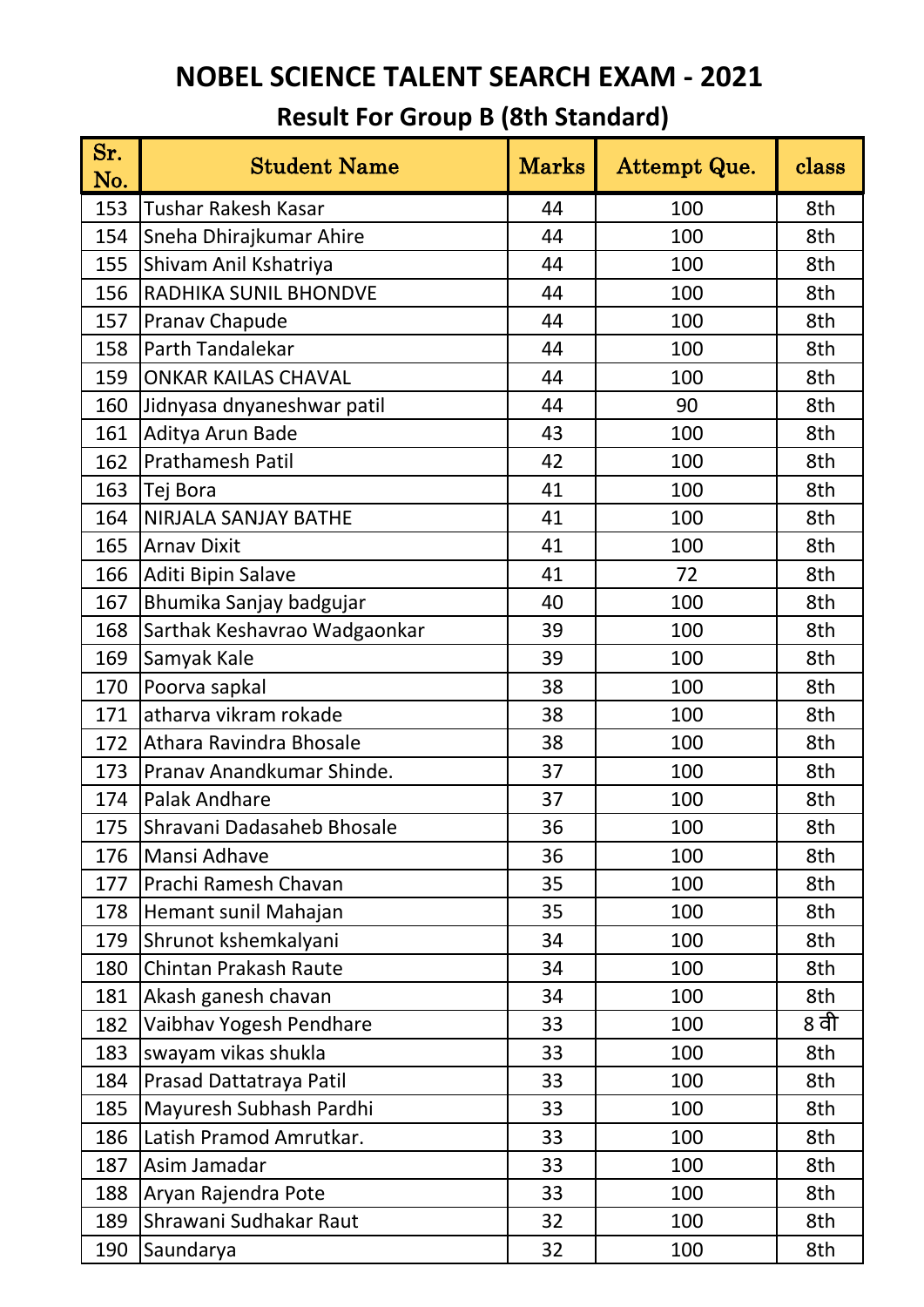# NOBEL SCIENCE TALENT SEARCH EXAM - 2021

## Result For Group B (8th Standard)

| Sr. No. | Student Name | Marks | Attempt Que. | class |
|---|---|---|---|---|
| 153 | Tushar Rakesh Kasar | 44 | 100 | 8th |
| 154 | Sneha Dhirajkumar Ahire | 44 | 100 | 8th |
| 155 | Shivam Anil Kshatriya | 44 | 100 | 8th |
| 156 | RADHIKA SUNIL BHONDVE | 44 | 100 | 8th |
| 157 | Pranav Chapude | 44 | 100 | 8th |
| 158 | Parth Tandalekar | 44 | 100 | 8th |
| 159 | ONKAR KAILAS CHAVAL | 44 | 100 | 8th |
| 160 | Jidnyasa dnyaneshwar patil | 44 | 90 | 8th |
| 161 | Aditya Arun Bade | 43 | 100 | 8th |
| 162 | Prathamesh Patil | 42 | 100 | 8th |
| 163 | Tej Bora | 41 | 100 | 8th |
| 164 | NIRJALA SANJAY BATHE | 41 | 100 | 8th |
| 165 | Arnav Dixit | 41 | 100 | 8th |
| 166 | Aditi Bipin Salave | 41 | 72 | 8th |
| 167 | Bhumika Sanjay badgujar | 40 | 100 | 8th |
| 168 | Sarthak Keshavrao Wadgaonkar | 39 | 100 | 8th |
| 169 | Samyak Kale | 39 | 100 | 8th |
| 170 | Poorva sapkal | 38 | 100 | 8th |
| 171 | atharva vikram rokade | 38 | 100 | 8th |
| 172 | Athara Ravindra Bhosale | 38 | 100 | 8th |
| 173 | Pranav Anandkumar Shinde. | 37 | 100 | 8th |
| 174 | Palak Andhare | 37 | 100 | 8th |
| 175 | Shravani Dadasaheb Bhosale | 36 | 100 | 8th |
| 176 | Mansi Adhave | 36 | 100 | 8th |
| 177 | Prachi Ramesh Chavan | 35 | 100 | 8th |
| 178 | Hemant sunil Mahajan | 35 | 100 | 8th |
| 179 | Shrunot kshemkalyani | 34 | 100 | 8th |
| 180 | Chintan Prakash Raute | 34 | 100 | 8th |
| 181 | Akash ganesh chavan | 34 | 100 | 8th |
| 182 | Vaibhav Yogesh Pendhare | 33 | 100 | 8 वी |
| 183 | swayam vikas shukla | 33 | 100 | 8th |
| 184 | Prasad Dattatraya Patil | 33 | 100 | 8th |
| 185 | Mayuresh Subhash Pardhi | 33 | 100 | 8th |
| 186 | Latish Pramod Amrutkar. | 33 | 100 | 8th |
| 187 | Asim Jamadar | 33 | 100 | 8th |
| 188 | Aryan Rajendra Pote | 33 | 100 | 8th |
| 189 | Shrawani Sudhakar Raut | 32 | 100 | 8th |
| 190 | Saundarya | 32 | 100 | 8th |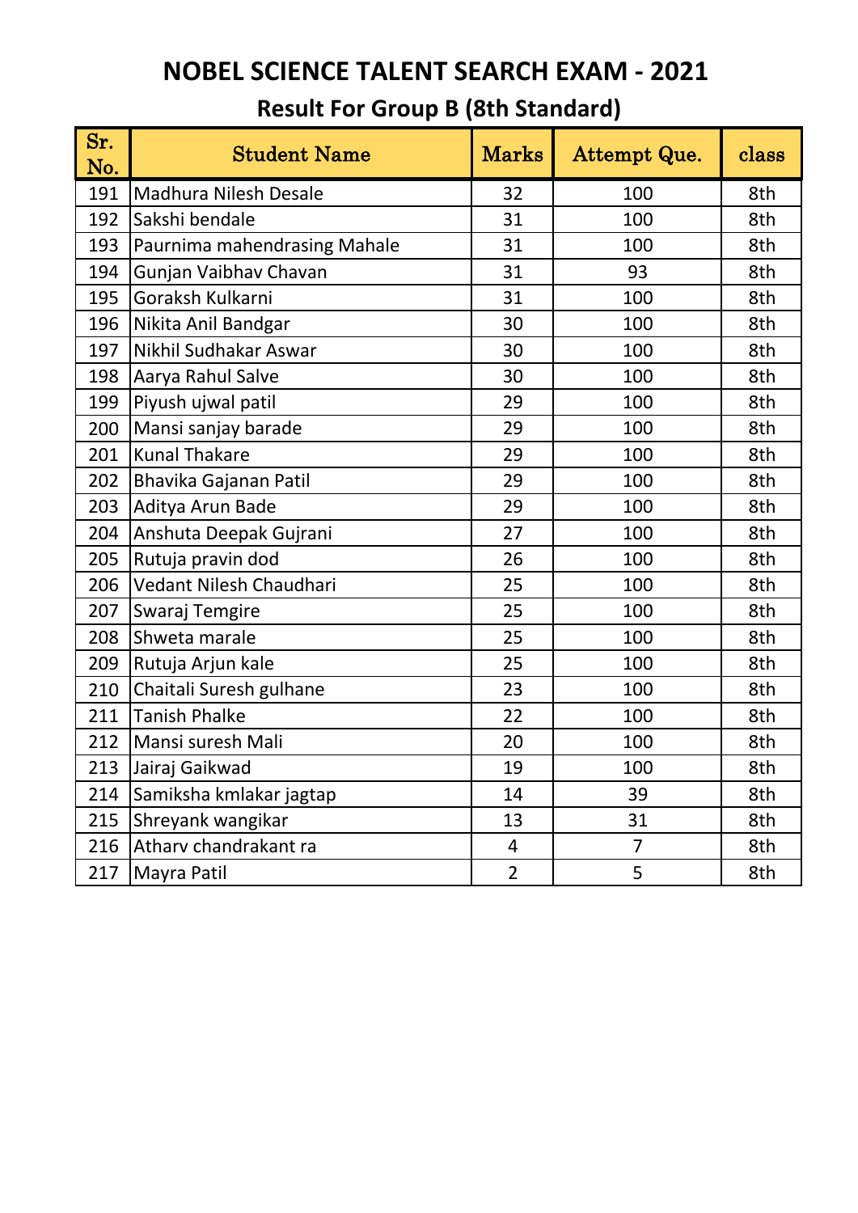# NOBEL SCIENCE TALENT SEARCH EXAM - 2021

## Result For Group B (8th Standard)

| Sr. No. | Student Name | Marks | Attempt Que. | class |
|---|---|---|---|---|
| 191 | Madhura Nilesh Desale | 32 | 100 | 8th |
| 192 | Sakshi bendale | 31 | 100 | 8th |
| 193 | Paurnima mahendrasing Mahale | 31 | 100 | 8th |
| 194 | Gunjan Vaibhav Chavan | 31 | 93 | 8th |
| 195 | Goraksh Kulkarni | 31 | 100 | 8th |
| 196 | Nikita Anil Bandgar | 30 | 100 | 8th |
| 197 | Nikhil Sudhakar Aswar | 30 | 100 | 8th |
| 198 | Aarya Rahul Salve | 30 | 100 | 8th |
| 199 | Piyush ujwal patil | 29 | 100 | 8th |
| 200 | Mansi sanjay barade | 29 | 100 | 8th |
| 201 | Kunal Thakare | 29 | 100 | 8th |
| 202 | Bhavika Gajanan Patil | 29 | 100 | 8th |
| 203 | Aditya Arun Bade | 29 | 100 | 8th |
| 204 | Anshuta Deepak Gujrani | 27 | 100 | 8th |
| 205 | Rutuja pravin dod | 26 | 100 | 8th |
| 206 | Vedant Nilesh Chaudhari | 25 | 100 | 8th |
| 207 | Swaraj Temgire | 25 | 100 | 8th |
| 208 | Shweta marale | 25 | 100 | 8th |
| 209 | Rutuja Arjun kale | 25 | 100 | 8th |
| 210 | Chaitali Suresh gulhane | 23 | 100 | 8th |
| 211 | Tanish Phalke | 22 | 100 | 8th |
| 212 | Mansi suresh Mali | 20 | 100 | 8th |
| 213 | Jairaj Gaikwad | 19 | 100 | 8th |
| 214 | Samiksha kmlakar jagtap | 14 | 39 | 8th |
| 215 | Shreyank wangikar | 13 | 31 | 8th |
| 216 | Atharv chandrakant ra | 4 | 7 | 8th |
| 217 | Mayra Patil | 2 | 5 | 8th |